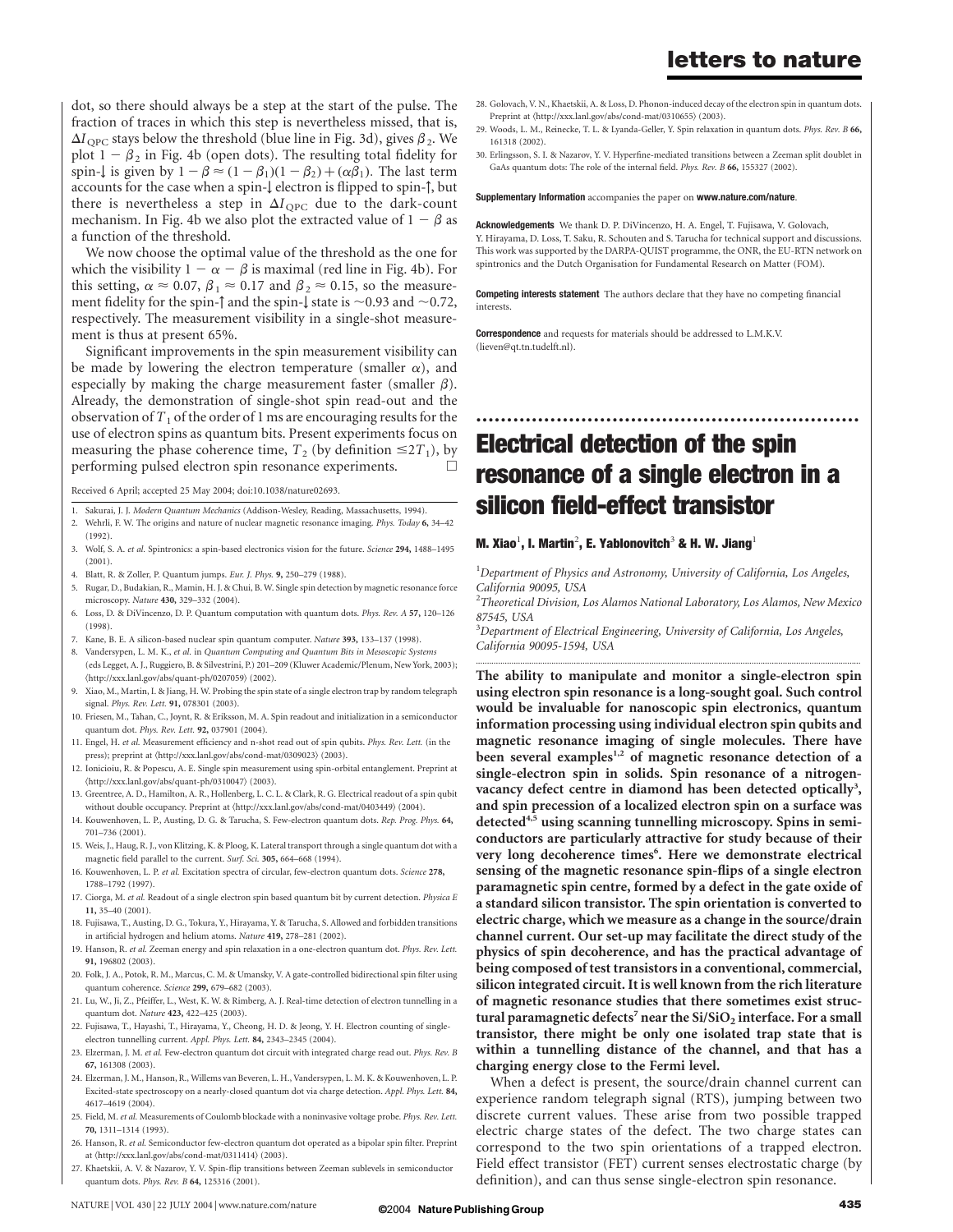dot, so there should always be a step at the start of the pulse. The fraction of traces in which this step is nevertheless missed, that is, $\Delta I_{QPC}$ stays below the threshold (blue line in Fig. 3d), gives $\beta_2$. We plot $1-\beta_2$ in Fig. 4b (open dots). The resulting total fidelity for spin-↓ is given by $1-\beta \approx (1-\beta_1)(1-\beta_2)+(\alpha\beta_1)$. The last term accounts for the case when a spin-↓ electron is flipped to spin-↑, but there is nevertheless a step in $\Delta I_{QPC}$ due to the dark-count mechanism. In Fig. 4b we also plot the extracted value of $1-\beta$ as a function of the threshold.

We now choose the optimal value of the threshold as the one for which the visibility $1-\alpha-\beta$ is maximal (red line in Fig. 4b). For this setting, $\alpha \approx 0.07$, $\beta_1 \approx 0.17$ and $\beta_2 \approx 0.15$, so the measurement fidelity for the spin-↑ and the spin-↓ state is ~0.93 and ~0.72, respectively. The measurement visibility in a single-shot measurement is thus at present 65%.

Significant improvements in the spin measurement visibility can be made by lowering the electron temperature (smaller $\alpha$), and especially by making the charge measurement faster (smaller $\beta$). Already, the demonstration of single-shot spin read-out and the observation of $T_1$ of the order of 1 ms are encouraging results for the use of electron spins as quantum bits. Present experiments focus on measuring the phase coherence time, $T_2$ (by definition $\leq 2T_1$), by performing pulsed electron spin resonance experiments. □

Received 6 April; accepted 25 May 2004; doi:10.1038/nature02693.

1. Sakurai, J. J. *Modern Quantum Mechanics* (Addison-Wesley, Reading, Massachusetts, 1994).
2. Wehrli, F. W. The origins and nature of nuclear magnetic resonance imaging. *Phys. Today* **6,** 34–42 (1992).
3. Wolf, S. A. *et al.* Spintronics: a spin-based electronics vision for the future. *Science* **294,** 1488–1495 (2001).
4. Blatt, R. & Zoller, P. Quantum jumps. *Eur. J. Phys.* **9,** 250–279 (1988).
5. Rugar, D., Budakian, R., Mamin, H. J. & Chui, B. W. Single spin detection by magnetic resonance force microscopy. *Nature* **430,** 329–332 (2004).
6. Loss, D. & DiVincenzo, D. P. Quantum computation with quantum dots. *Phys. Rev. A* **57,** 120–126 (1998).
7. Kane, B. E. A silicon-based nuclear spin quantum computer. *Nature* **393,** 133–137 (1998).
8. Vandersypen, L. M. K., *et al.* in *Quantum Computing and Quantum Bits in Mesoscopic Systems* (eds Legget, A. J., Ruggiero, B. & Silvestrini, P.) 201–209 (Kluwer Academic/Plenum, New York, 2003); ⟨http://xxx.lanl.gov/abs/quant-ph/0207059⟩ (2002).
9. Xiao, M., Martin, I. & Jiang, H. W. Probing the spin state of a single electron trap by random telegraph signal. *Phys. Rev. Lett.* **91,** 078301 (2003).
10. Friesen, M., Tahan, C., Joynt, R. & Eriksson, M. A. Spin readout and initialization in a semiconductor quantum dot. *Phys. Rev. Lett.* **92,** 037901 (2004).
11. Engel, H. *et al.* Measurement efficiency and n-shot read out of spin qubits. *Phys. Rev. Lett.* (in the press); preprint at ⟨http://xxx.lanl.gov/abs/cond-mat/0309023⟩ (2003).
12. Ionicioiu, R. & Popescu, A. E. Single spin measurement using spin-orbital entanglement. Preprint at ⟨http://xxx.lanl.gov/abs/quant-ph/0310047⟩ (2003).
13. Greentree, A. D., Hamilton, A. R., Hollenberg, L. C. L. & Clark, R. G. Electrical readout of a spin qubit without double occupancy. Preprint at ⟨http://xxx.lanl.gov/abs/cond-mat/0403449⟩ (2004).
14. Kouwenhoven, L. P., Austing, D. G. & Tarucha, S. Few-electron quantum dots. *Rep. Prog. Phys.* **64,** 701–736 (2001).
15. Weis, J., Haug, R. J., von Klitzing, K. & Ploog, K. Lateral transport through a single quantum dot with a magnetic field parallel to the current. *Surf. Sci.* **305,** 664–668 (1994).
16. Kouwenhoven, L. P. *et al.* Excitation spectra of circular, few-electron quantum dots. *Science* **278,** 1788–1792 (1997).
17. Ciorga, M. *et al.* Readout of a single electron spin based quantum bit by current detection. *Physica E* **11,** 35–40 (2001).
18. Fujisawa, T., Austing, D. G., Tokura, Y., Hirayama, Y. & Tarucha, S. Allowed and forbidden transitions in artificial hydrogen and helium atoms. *Nature* **419,** 278–281 (2002).
19. Hanson, R. *et al.* Zeeman energy and spin relaxation in a one-electron quantum dot. *Phys. Rev. Lett.* **91,** 196802 (2003).
20. Folk, J. A., Potok, R. M., Marcus, C. M. & Umansky, V. A gate-controlled bidirectional spin filter using quantum coherence. *Science* **299,** 679–682 (2003).
21. Lu, W., Ji, Z., Pfeiffer, L., West, K. W. & Rimberg, A. J. Real-time detection of electron tunnelling in a quantum dot. *Nature* **423,** 422–425 (2003).
22. Fujisawa, T., Hayashi, T., Hirayama, Y., Cheong, H. D. & Jeong, Y. H. Electron counting of single-electron tunnelling current. *Appl. Phys. Lett.* **84,** 2343–2345 (2004).
23. Elzerman, J. M. *et al.* Few-electron quantum dot circuit with integrated charge read out. *Phys. Rev. B* **67,** 161308 (2003).
24. Elzerman, J. M., Hanson, R., Willems van Beveren, L. H., Vandersypen, L. M. K. & Kouwenhoven, L. P. Excited-state spectroscopy on a nearly-closed quantum dot via charge detection. *Appl. Phys. Lett.* **84,** 4617–4619 (2004).
25. Field, M. *et al.* Measurements of Coulomb blockade with a noninvasive voltage probe. *Phys. Rev. Lett.* **70,** 1311–1314 (1993).
26. Hanson, R. *et al.* Semiconductor few-electron quantum dot operated as a bipolar spin filter. Preprint at ⟨http://xxx.lanl.gov/abs/cond-mat/0311414⟩ (2003).
27. Khaetskii, A. V. & Nazarov, Y. V. Spin-flip transitions between Zeeman sublevels in semiconductor quantum dots. *Phys. Rev. B* **64,** 125316 (2001).
28. Golovach, V. N., Khaetskii, A. & Loss, D. Phonon-induced decay of the electron spin in quantum dots. Preprint at ⟨http://xxx.lanl.gov/abs/cond-mat/0310655⟩ (2003).
29. Woods, L. M., Reinecke, T. L. & Lyanda-Geller, Y. Spin relaxation in quantum dots. *Phys. Rev. B* **66,** 161318 (2002).
30. Erlingsson, S. I. & Nazarov, Y. V. Hyperfine-mediated transitions between a Zeeman split doublet in GaAs quantum dots: The role of the internal field. *Phys. Rev. B* **66,** 155327 (2002).

**Supplementary Information** accompanies the paper on **www.nature.com/nature**.

**Acknowledgements** We thank D. P. DiVincenzo, H. A. Engel, T. Fujisawa, V. Golovach, Y. Hirayama, D. Loss, T. Saku, R. Schouten and S. Tarucha for technical support and discussions. This work was supported by the DARPA-QUIST programme, the ONR, the EU-RTN network on spintronics and the Dutch Organisation for Fundamental Research on Matter (FOM).

**Competing interests statement** The authors declare that they have no competing financial interests.

**Correspondence** and requests for materials should be addressed to L.M.K.V. (lieven@qt.tn.tudelft.nl).

# Electrical detection of the spin resonance of a single electron in a silicon field-effect transistor

**M. Xiao[1], I. Martin[2], E. Yablonovitch[3] & H. W. Jiang[1]**

[1]*Department of Physics and Astronomy, University of California, Los Angeles, California 90095, USA*

[2]*Theoretical Division, Los Alamos National Laboratory, Los Alamos, New Mexico 87545, USA*

[3]*Department of Electrical Engineering, University of California, Los Angeles, California 90095-1594, USA*

**The ability to manipulate and monitor a single-electron spin using electron spin resonance is a long-sought goal. Such control would be invaluable for nanoscopic spin electronics, quantum information processing using individual electron spin qubits and magnetic resonance imaging of single molecules. There have been several examples[1,2] of magnetic resonance detection of a single-electron spin in solids. Spin resonance of a nitrogen-vacancy defect centre in diamond has been detected optically[3], and spin precession of a localized electron spin on a surface was detected[4,5] using scanning tunnelling microscopy. Spins in semiconductors are particularly attractive for study because of their very long decoherence times[6]. Here we demonstrate electrical sensing of the magnetic resonance spin-flips of a single electron paramagnetic spin centre, formed by a defect in the gate oxide of a standard silicon transistor. The spin orientation is converted to electric charge, which we measure as a change in the source/drain channel current. Our set-up may facilitate the direct study of the physics of spin decoherence, and has the practical advantage of being composed of test transistors in a conventional, commercial, silicon integrated circuit. It is well known from the rich literature of magnetic resonance studies that there sometimes exist structural paramagnetic defects[7] near the $Si/SiO_2$ interface. For a small transistor, there might be only one isolated trap state that is within a tunnelling distance of the channel, and that has a charging energy close to the Fermi level.**

When a defect is present, the source/drain channel current can experience random telegraph signal (RTS), jumping between two discrete current values. These arise from two possible trapped electric charge states of the defect. The two charge states can correspond to the two spin orientations of a trapped electron. Field effect transistor (FET) current senses electrostatic charge (by definition), and can thus sense single-electron spin resonance.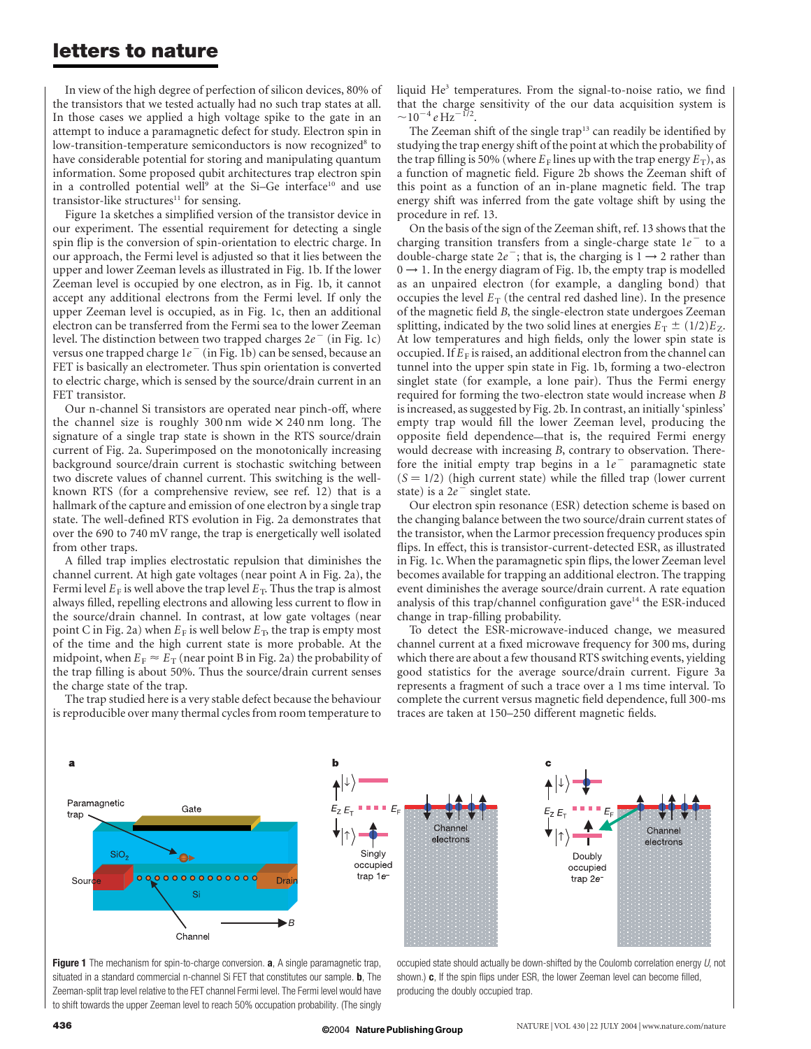In view of the high degree of perfection of silicon devices, 80% of the transistors that we tested actually had no such trap states at all. In those cases we applied a high voltage spike to the gate in an attempt to induce a paramagnetic defect for study. Electron spin in low-transition-temperature semiconductors is now recognized[8] to have considerable potential for storing and manipulating quantum information. Some proposed qubit architectures trap electron spin in a controlled potential well[9] at the Si–Ge interface[10] and use transistor-like structures[11] for sensing.

Figure 1a sketches a simplified version of the transistor device in our experiment. The essential requirement for detecting a single spin flip is the conversion of spin-orientation to electric charge. In our approach, the Fermi level is adjusted so that it lies between the upper and lower Zeeman levels as illustrated in Fig. 1b. If the lower Zeeman level is occupied by one electron, as in Fig. 1b, it cannot accept any additional electrons from the Fermi level. If only the upper Zeeman level is occupied, as in Fig. 1c, then an additional electron can be transferred from the Fermi sea to the lower Zeeman level. The distinction between two trapped charges $2e^-$ (in Fig. 1c) versus one trapped charge $1e^-$ (in Fig. 1b) can be sensed, because an FET is basically an electrometer. Thus spin orientation is converted to electric charge, which is sensed by the source/drain current in an FET transistor.

Our n-channel Si transistors are operated near pinch-off, where the channel size is roughly 300 nm wide × 240 nm long. The signature of a single trap state is shown in the RTS source/drain current of Fig. 2a. Superimposed on the monotonically increasing background source/drain current is stochastic switching between two discrete values of channel current. This switching is the well-known RTS (for a comprehensive review, see ref. 12) that is a hallmark of the capture and emission of one electron by a single trap state. The well-defined RTS evolution in Fig. 2a demonstrates that over the 690 to 740 mV range, the trap is energetically well isolated from other traps.

A filled trap implies electrostatic repulsion that diminishes the channel current. At high gate voltages (near point A in Fig. 2a), the Fermi level $E_F$ is well above the trap level $E_T$. Thus the trap is almost always filled, repelling electrons and allowing less current to flow in the source/drain channel. In contrast, at low gate voltages (near point C in Fig. 2a) when $E_F$ is well below $E_T$, the trap is empty most of the time and the high current state is more probable. At the midpoint, when $E_F \approx E_T$ (near point B in Fig. 2a) the probability of the trap filling is about 50%. Thus the source/drain current senses the charge state of the trap.

The trap studied here is a very stable defect because the behaviour is reproducible over many thermal cycles from room temperature to liquid He[3] temperatures. From the signal-to-noise ratio, we find that the charge sensitivity of the our data acquisition system is $\sim 10^{-4}\, e\, \mathrm{Hz}^{-1/2}$.

The Zeeman shift of the single trap[13] can readily be identified by studying the trap energy shift of the point at which the probability of the trap filling is 50% (where $E_F$ lines up with the trap energy $E_T$), as a function of magnetic field. Figure 2b shows the Zeeman shift of this point as a function of an in-plane magnetic field. The trap energy shift was inferred from the gate voltage shift by using the procedure in ref. 13.

On the basis of the sign of the Zeeman shift, ref. 13 shows that the charging transition transfers from a single-charge state $1e^-$ to a double-charge state $2e^-$; that is, the charging is $1 \rightarrow 2$ rather than $0 \rightarrow 1$. In the energy diagram of Fig. 1b, the empty trap is modelled as an unpaired electron (for example, a dangling bond) that occupies the level $E_T$ (the central red dashed line). In the presence of the magnetic field $B$, the single-electron state undergoes Zeeman splitting, indicated by the two solid lines at energies $E_T \pm (1/2)E_Z$. At low temperatures and high fields, only the lower spin state is occupied. If $E_F$ is raised, an additional electron from the channel can tunnel into the upper spin state in Fig. 1b, forming a two-electron singlet state (for example, a lone pair). Thus the Fermi energy required for forming the two-electron state would increase when $B$ is increased, as suggested by Fig. 2b. In contrast, an initially 'spinless' empty trap would fill the lower Zeeman level, producing the opposite field dependence—that is, the required Fermi energy would decrease with increasing $B$, contrary to observation. Therefore the initial empty trap begins in a $1e^-$ paramagnetic state ($S = 1/2$) (high current state) while the filled trap (lower current state) is a $2e^-$ singlet state.

Our electron spin resonance (ESR) detection scheme is based on the changing balance between the two source/drain current states of the transistor, when the Larmor precession frequency produces spin flips. In effect, this is transistor-current-detected ESR, as illustrated in Fig. 1c. When the paramagnetic spin flips, the lower Zeeman level becomes available for trapping an additional electron. The trapping event diminishes the average source/drain current. A rate equation analysis of this trap/channel configuration gave[14] the ESR-induced change in trap-filling probability.

To detect the ESR-microwave-induced change, we measured channel current at a fixed microwave frequency for 300 ms, during which there are about a few thousand RTS switching events, yielding good statistics for the average source/drain current. Figure 3a represents a fragment of such a trace over a 1 ms time interval. To complete the current versus magnetic field dependence, full 300-ms traces are taken at 150–250 different magnetic fields.

**Figure 1** The mechanism for spin-to-charge conversion. **a**, A single paramagnetic trap, situated in a standard commercial n-channel Si FET that constitutes our sample. **b**, The Zeeman-split trap level relative to the FET channel Fermi level. The Fermi level would have to shift towards the upper Zeeman level to reach 50% occupation probability. (The singly occupied state should actually be down-shifted by the Coulomb correlation energy $U$, not shown.) **c**, If the spin flips under ESR, the lower Zeeman level can become filled, producing the doubly occupied trap.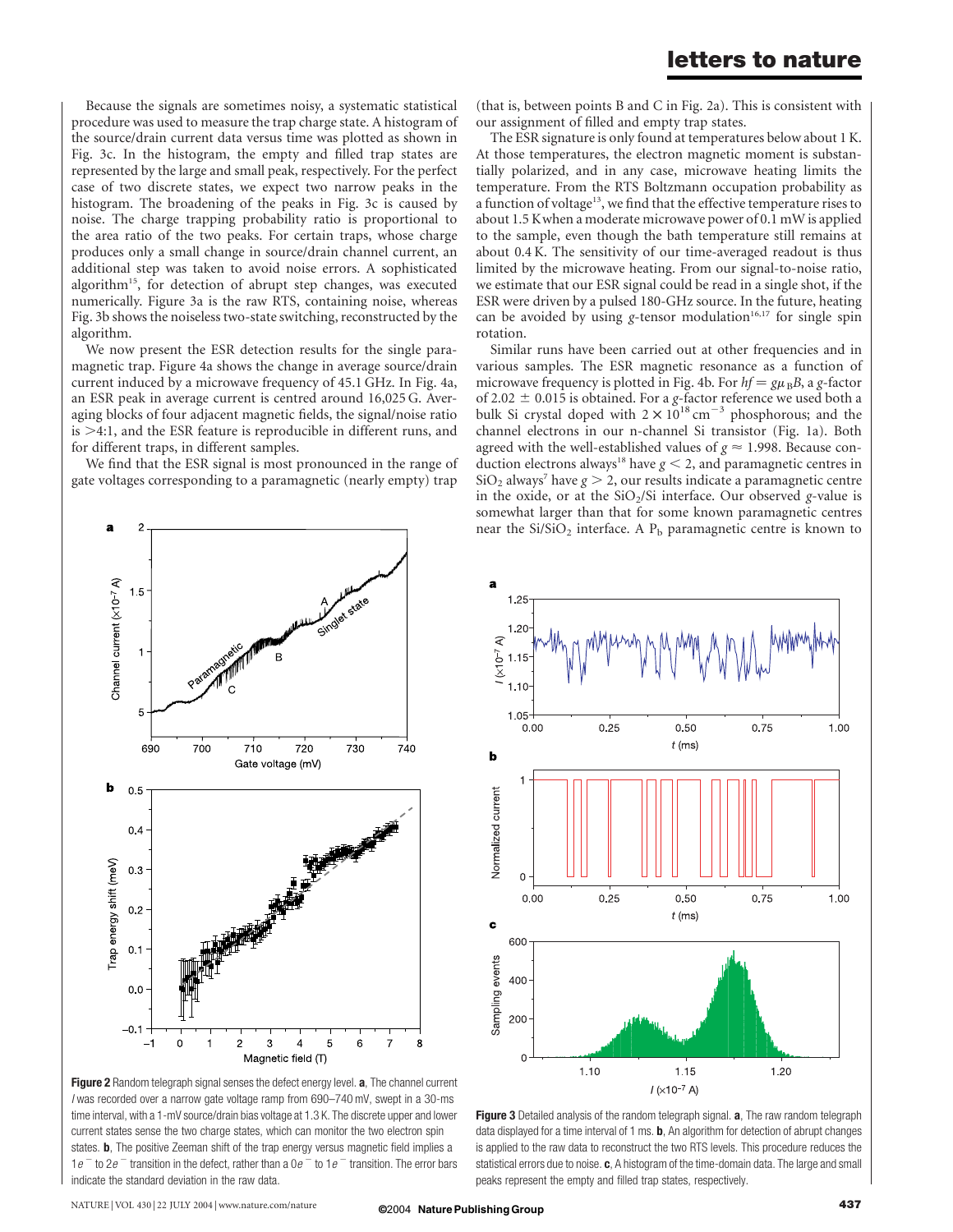Because the signals are sometimes noisy, a systematic statistical procedure was used to measure the trap charge state. A histogram of the source/drain current data versus time was plotted as shown in Fig. 3c. In the histogram, the empty and filled trap states are represented by the large and small peak, respectively. For the perfect case of two discrete states, we expect two narrow peaks in the histogram. The broadening of the peaks in Fig. 3c is caused by noise. The charge trapping probability ratio is proportional to the area ratio of the two peaks. For certain traps, whose charge produces only a small change in source/drain channel current, an additional step was taken to avoid noise errors. A sophisticated algorithm[15], for detection of abrupt step changes, was executed numerically. Figure 3a is the raw RTS, containing noise, whereas Fig. 3b shows the noiseless two-state switching, reconstructed by the algorithm.

We now present the ESR detection results for the single paramagnetic trap. Figure 4a shows the change in average source/drain current induced by a microwave frequency of 45.1 GHz. In Fig. 4a, an ESR peak in average current is centred around 16,025 G. Averaging blocks of four adjacent magnetic fields, the signal/noise ratio is >4:1, and the ESR feature is reproducible in different runs, and for different traps, in different samples.

We find that the ESR signal is most pronounced in the range of gate voltages corresponding to a paramagnetic (nearly empty) trap (that is, between points B and C in Fig. 2a). This is consistent with our assignment of filled and empty trap states.

The ESR signature is only found at temperatures below about 1 K. At those temperatures, the electron magnetic moment is substantially polarized, and in any case, microwave heating limits the temperature. From the RTS Boltzmann occupation probability as a function of voltage[13], we find that the effective temperature rises to about 1.5 K when a moderate microwave power of 0.1 mW is applied to the sample, even though the bath temperature still remains at about 0.4 K. The sensitivity of our time-averaged readout is thus limited by the microwave heating. From our signal-to-noise ratio, we estimate that our ESR signal could be read in a single shot, if the ESR were driven by a pulsed 180-GHz source. In the future, heating can be avoided by using $g$-tensor modulation[16,17] for single spin rotation.

Similar runs have been carried out at other frequencies and in various samples. The ESR magnetic resonance as a function of microwave frequency is plotted in Fig. 4b. For $hf = g\mu_B B$, a $g$-factor of $2.02 \pm 0.015$ is obtained. For a $g$-factor reference we used both a bulk Si crystal doped with $2 \times 10^{18}\,\text{cm}^{-3}$ phosphorous; and the channel electrons in our n-channel Si transistor (Fig. 1a). Both agreed with the well-established values of $g \approx 1.998$. Because conduction electrons always[18] have $g < 2$, and paramagnetic centres in $SiO_2$ always[7] have $g > 2$, our results indicate a paramagnetic centre in the oxide, or at the $SiO_2$/Si interface. Our observed $g$-value is somewhat larger than that for some known paramagnetic centres near the Si/$SiO_2$ interface. A $P_b$ paramagnetic centre is known to

**Figure 2** Random telegraph signal senses the defect energy level. **a**, The channel current $I$ was recorded over a narrow gate voltage ramp from 690–740 mV, swept in a 30-ms time interval, with a 1-mV source/drain bias voltage at 1.3 K. The discrete upper and lower current states sense the two charge states, which can monitor the two electron spin states. **b**, The positive Zeeman shift of the trap energy versus magnetic field implies a $1e^-$ to $2e^-$ transition in the defect, rather than a $0e^-$ to $1e^-$ transition. The error bars indicate the standard deviation in the raw data.

**Figure 3** Detailed analysis of the random telegraph signal. **a**, The raw random telegraph data displayed for a time interval of 1 ms. **b**, An algorithm for detection of abrupt changes is applied to the raw data to reconstruct the two RTS levels. This procedure reduces the statistical errors due to noise. **c**, A histogram of the time-domain data. The large and small peaks represent the empty and filled trap states, respectively.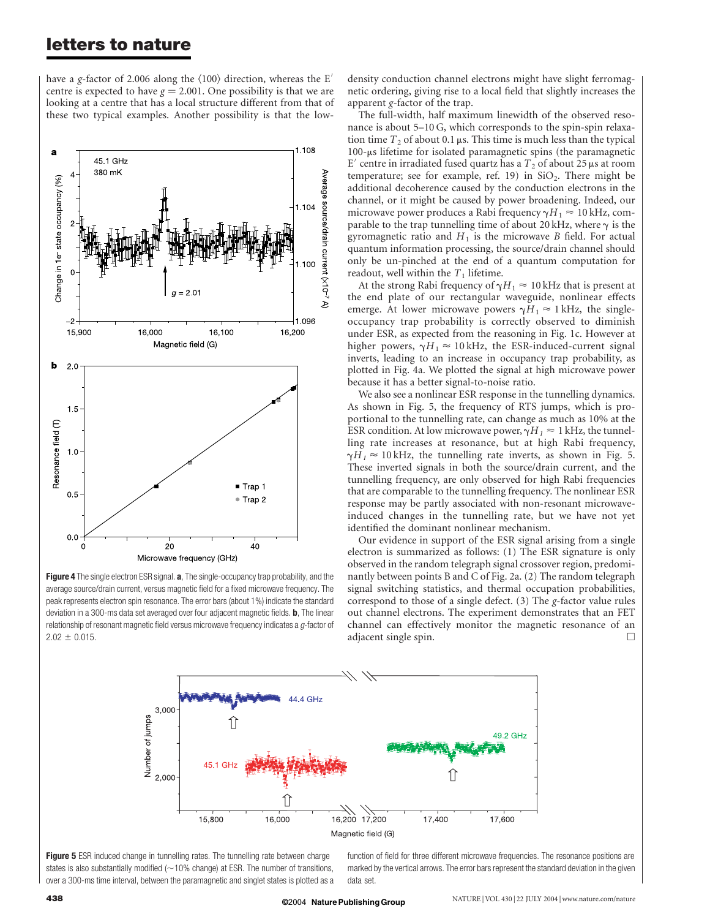have a $g$-factor of 2.006 along the ⟨100⟩ direction, whereas the E′ centre is expected to have $g = 2.001$. One possibility is that we are looking at a centre that has a local structure different from that of these two typical examples. Another possibility is that the low-density conduction channel electrons might have slight ferromagnetic ordering, giving rise to a local field that slightly increases the apparent $g$-factor of the trap.

The full-width, half maximum linewidth of the observed resonance is about 5–10 G, which corresponds to the spin-spin relaxation time $T_2$ of about 0.1 μs. This time is much less than the typical 100-μs lifetime for isolated paramagnetic spins (the paramagnetic E′ centre in irradiated fused quartz has a $T_2$ of about 25 μs at room temperature; see for example, ref. 19) in $SiO_2$. There might be additional decoherence caused by the conduction electrons in the channel, or it might be caused by power broadening. Indeed, our microwave power produces a Rabi frequency $\gamma H_1 \approx 10$ kHz, comparable to the trap tunnelling time of about 20 kHz, where $\gamma$ is the gyromagnetic ratio and $H_1$ is the microwave $B$ field. For actual quantum information processing, the source/drain channel should only be un-pinched at the end of a quantum computation for readout, well within the $T_1$ lifetime.

At the strong Rabi frequency of $\gamma H_1 \approx 10$ kHz that is present at the end plate of our rectangular waveguide, nonlinear effects emerge. At lower microwave powers $\gamma H_1 \approx 1$ kHz, the single-occupancy trap probability is correctly observed to diminish under ESR, as expected from the reasoning in Fig. 1c. However at higher powers, $\gamma H_1 \approx 10$ kHz, the ESR-induced-current signal inverts, leading to an increase in occupancy trap probability, as plotted in Fig. 4a. We plotted the signal at high microwave power because it has a better signal-to-noise ratio.

We also see a nonlinear ESR response in the tunnelling dynamics. As shown in Fig. 5, the frequency of RTS jumps, which is proportional to the tunnelling rate, can change as much as 10% at the ESR condition. At low microwave power, $\gamma H_1 \approx 1$ kHz, the tunnelling rate increases at resonance, but at high Rabi frequency, $\gamma H_1 \approx 10$ kHz, the tunnelling rate inverts, as shown in Fig. 5. These inverted signals in both the source/drain current, and the tunnelling frequency, are only observed for high Rabi frequencies that are comparable to the tunnelling frequency. The nonlinear ESR response may be partly associated with non-resonant microwave-induced changes in the tunnelling rate, but we have not yet identified the dominant nonlinear mechanism.

Our evidence in support of the ESR signal arising from a single electron is summarized as follows: (1) The ESR signature is only observed in the random telegraph signal crossover region, predominantly between points B and C of Fig. 2a. (2) The random telegraph signal switching statistics, and thermal occupation probabilities, correspond to those of a single defect. (3) The $g$-factor value rules out channel electrons. The experiment demonstrates that an FET channel can effectively monitor the magnetic resonance of an adjacent single spin. □

**Figure 4** The single electron ESR signal. **a**, The single-occupancy trap probability, and the average source/drain current, versus magnetic field for a fixed microwave frequency. The peak represents electron spin resonance. The error bars (about 1%) indicate the standard deviation in a 300-ms data set averaged over four adjacent magnetic fields. **b**, The linear relationship of resonant magnetic field versus microwave frequency indicates a $g$-factor of $2.02 \pm 0.015$.

**Figure 5** ESR induced change in tunnelling rates. The tunnelling rate between charge states is also substantially modified (~10% change) at ESR. The number of transitions, over a 300-ms time interval, between the paramagnetic and singlet states is plotted as a function of field for three different microwave frequencies. The resonance positions are marked by the vertical arrows. The error bars represent the standard deviation in the given data set.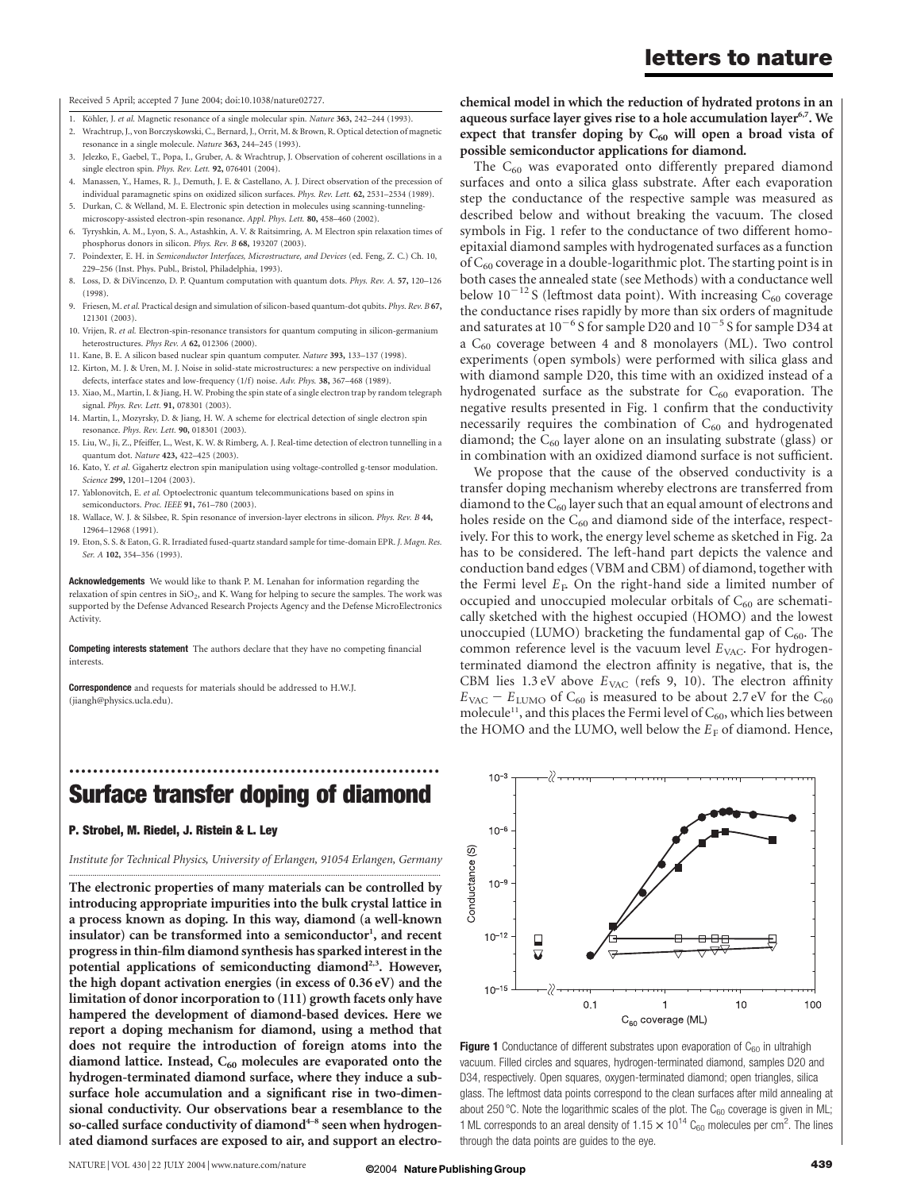Received 5 April; accepted 7 June 2004; doi:10.1038/nature02727.

1. Köhler, J. *et al.* Magnetic resonance of a single molecular spin. *Nature* **363,** 242–244 (1993).
2. Wrachtrup, J., von Borczyskowski, C., Bernard, J., Orrit, M. & Brown, R. Optical detection of magnetic resonance in a single molecule. *Nature* **363,** 244–245 (1993).
3. Jelezko, F., Gaebel, T., Popa, I., Gruber, A. & Wrachtrup, J. Observation of coherent oscillations in a single electron spin. *Phys. Rev. Lett.* **92,** 076401 (2004).
4. Manassen, Y., Hames, R. J., Demuth, J. E. & Castellano, A. J. Direct observation of the precession of individual paramagnetic spins on oxidized silicon surfaces. *Phys. Rev. Lett.* **62,** 2531–2534 (1989).
5. Durkan, C. & Welland, M. E. Electronic spin detection in molecules using scanning-tunneling-microscopy-assisted electron-spin resonance. *Appl. Phys. Lett.* **80,** 458–460 (2002).
6. Tyryshkin, A. M., Lyon, S. A., Astashkin, A. V. & Raitsimring, A. M. Electron spin relaxation times of phosphorus donors in silicon. *Phys. Rev. B* **68,** 193207 (2003).
7. Poindexter, E. H. in *Semiconductor Interfaces, Microstructure, and Devices* (ed. Feng, Z. C.) Ch. 10, 229–256 (Inst. Phys. Publ., Bristol, Philadelphia, 1993).
8. Loss, D. & DiVincenzo, D. P. Quantum computation with quantum dots. *Phys. Rev. A.* **57,** 120–126 (1998).
9. Friesen, M. *et al.* Practical design and simulation of silicon-based quantum-dot qubits. *Phys. Rev. B* **67,** 121301 (2003).
10. Vrijen, R. *et al.* Electron-spin-resonance transistors for quantum computing in silicon-germanium heterostructures. *Phys. Rev. A* **62,** 012306 (2000).
11. Kane, B. E. A silicon based nuclear spin quantum computer. *Nature* **393,** 133–137 (1998).
12. Kirton, M. J. & Uren, M. J. Noise in solid-state microstructures: a new perspective on individual defects, interface states and low-frequency (1/f) noise. *Adv. Phys.* **38,** 367–468 (1989).
13. Xiao, M., Martin, I. & Jiang, H. W. Probing the spin state of a single electron trap by random telegraph signal. *Phys. Rev. Lett.* **91,** 078301 (2003).
14. Martin, I., Mozyrsky, D. & Jiang, H. W. A scheme for electrical detection of single electron spin resonance. *Phys. Rev. Lett.* **90,** 018301 (2003).
15. Liu, W., Ji, Z., Pfeiffer, L., West, K. W. & Rimberg, A. J. Real-time detection of electron tunnelling in a quantum dot. *Nature* **423,** 422–425 (2003).
16. Kato, Y. *et al.* Gigahertz electron spin manipulation using voltage-controlled g-tensor modulation. *Science* **299,** 1201–1204 (2003).
17. Yablonovitch, E. *et al.* Optoelectronic quantum telecommunications based on spins in semiconductors. *Proc. IEEE* **91,** 761–780 (2003).
18. Wallace, W. J. & Silsbee, R. Spin resonance of inversion-layer electrons in silicon. *Phys. Rev. B* **44,** 12964–12968 (1991).
19. Eton, S. S. & Eaton, G. R. Irradiated fused-quartz standard sample for time-domain EPR. *J. Magn. Res. Ser. A* **102,** 354–356 (1993).

**Acknowledgements** We would like to thank P. M. Lenahan for information regarding the relaxation of spin centres in $SiO_2$, and K. Wang for helping to secure the samples. The work was supported by the Defense Advanced Research Projects Agency and the Defense MicroElectronics Activity.

**Competing interests statement** The authors declare that they have no competing financial interests.

**Correspondence** and requests for materials should be addressed to H.W.J. (jiangh@physics.ucla.edu).

# Surface transfer doping of diamond

**P. Strobel, M. Riedel, J. Ristein & L. Ley**

*Institute for Technical Physics, University of Erlangen, 91054 Erlangen, Germany*

**The electronic properties of many materials can be controlled by introducing appropriate impurities into the bulk crystal lattice in a process known as doping. In this way, diamond (a well-known insulator) can be transformed into a semiconductor[1], and recent progress in thin-film diamond synthesis has sparked interest in the potential applications of semiconducting diamond[2,3]. However, the high dopant activation energies (in excess of 0.36 eV) and the limitation of donor incorporation to (111) growth facets only have hampered the development of diamond-based devices. Here we report a doping mechanism for diamond, using a method that does not require the introduction of foreign atoms into the diamond lattice. Instead, $C_{60}$ molecules are evaporated onto the hydrogen-terminated diamond surface, where they induce a sub-surface hole accumulation and a significant rise in two-dimensional conductivity. Our observations bear a resemblance to the so-called surface conductivity of diamond[4–8] seen when hydrogenated diamond surfaces are exposed to air, and support an electrochemical model in which the reduction of hydrated protons in an aqueous surface layer gives rise to a hole accumulation layer[6,7]. We expect that transfer doping by $C_{60}$ will open a broad vista of possible semiconductor applications for diamond.**

The $C_{60}$ was evaporated onto differently prepared diamond surfaces and onto a silica glass substrate. After each evaporation step the conductance of the respective sample was measured as described below and without breaking the vacuum. The closed symbols in Fig. 1 refer to the conductance of two different homoepitaxial diamond samples with hydrogenated surfaces as a function of $C_{60}$ coverage in a double-logarithmic plot. The starting point is in both cases the annealed state (see Methods) with a conductance well below $10^{-12}$ S (leftmost data point). With increasing $C_{60}$ coverage the conductance rises rapidly by more than six orders of magnitude and saturates at $10^{-6}$ S for sample D20 and $10^{-5}$ S for sample D34 at a $C_{60}$ coverage between 4 and 8 monolayers (ML). Two control experiments (open symbols) were performed with silica glass and with diamond sample D20, this time with an oxidized instead of a hydrogenated surface as the substrate for $C_{60}$ evaporation. The negative results presented in Fig. 1 confirm that the conductivity necessarily requires the combination of $C_{60}$ and hydrogenated diamond; the $C_{60}$ layer alone on an insulating substrate (glass) or in combination with an oxidized diamond surface is not sufficient.

We propose that the cause of the observed conductivity is a transfer doping mechanism whereby electrons are transferred from diamond to the $C_{60}$ layer such that an equal amount of electrons and holes reside on the $C_{60}$ and diamond side of the interface, respectively. For this to work, the energy level scheme as sketched in Fig. 2a has to be considered. The left-hand part depicts the valence and conduction band edges (VBM and CBM) of diamond, together with the Fermi level $E_F$. On the right-hand side a limited number of occupied and unoccupied molecular orbitals of $C_{60}$ are schematically sketched with the highest occupied (HOMO) and the lowest unoccupied (LUMO) bracketing the fundamental gap of $C_{60}$. The common reference level is the vacuum level $E_{VAC}$. For hydrogen-terminated diamond the electron affinity is negative, that is, the CBM lies 1.3 eV above $E_{VAC}$ (refs 9, 10). The electron affinity $E_{VAC} - E_{LUMO}$ of $C_{60}$ is measured to be about 2.7 eV for the $C_{60}$ molecule[11], and this places the Fermi level of $C_{60}$, which lies between the HOMO and the LUMO, well below the $E_F$ of diamond. Hence,

$10^{-3}$
$10^{-6}$
$10^{-9}$
$10^{-12}$
$10^{-15}$
Conductance (S)
0.1
1
10
100
$C_{60}$ coverage (ML)

**Figure 1** Conductance of different substrates upon evaporation of $C_{60}$ in ultrahigh vacuum. Filled circles and squares, hydrogen-terminated diamond, samples D20 and D34, respectively. Open squares, oxygen-terminated diamond; open triangles, silica glass. The leftmost data points correspond to the clean surfaces after mild annealing at about 250 °C. Note the logarithmic scales of the plot. The $C_{60}$ coverage is given in ML; 1 ML corresponds to an areal density of $1.15 \times 10^{14}$ $C_{60}$ molecules per $cm^2$. The lines through the data points are guides to the eye.